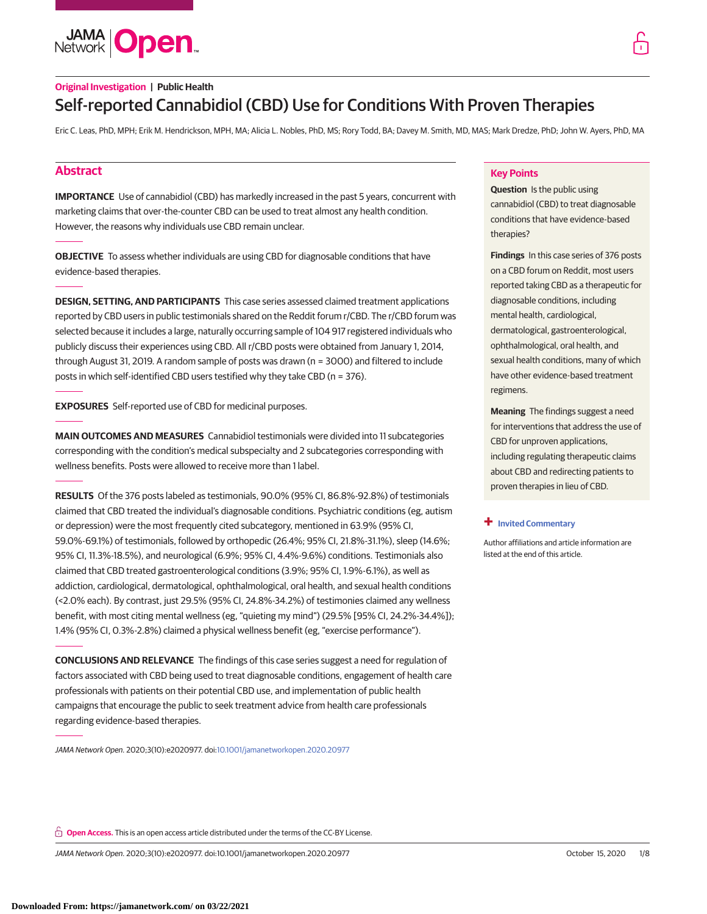Original Investigation | Public Health

# Self-reported Cannabidiol (CBD) Use for Conditions With Proven Therapies

Eric C. Leas, PhD, MPH; Erik M. Hendrickson, MPH, MA; Alicia L. Nobles, PhD, MS; Rory Todd, BA; Davey M. Smith, MD, MAS; Mark Dredze, PhD; John W. Ayers, PhD, MA

## Abstract

**IMPORTANCE** Use of cannabidiol (CBD) has markedly increased in the past 5 years, concurrent with marketing claims that over-the-counter CBD can be used to treat almost any health condition. However, the reasons why individuals use CBD remain unclear.

**OBJECTIVE** To assess whether individuals are using CBD for diagnosable conditions that have evidence-based therapies.

**DESIGN, SETTING, AND PARTICIPANTS** This case series assessed claimed treatment applications reported by CBD users in public testimonials shared on the Reddit forum r/CBD. The r/CBD forum was selected because it includes a large, naturally occurring sample of 104 917 registered individuals who publicly discuss their experiences using CBD. All r/CBD posts were obtained from January 1, 2014, through August 31, 2019. A random sample of posts was drawn (n = 3000) and filtered to include posts in which self-identified CBD users testified why they take CBD (n = 376).

**EXPOSURES** Self-reported use of CBD for medicinal purposes.

**MAIN OUTCOMES AND MEASURES** Cannabidiol testimonials were divided into 11 subcategories corresponding with the condition's medical subspecialty and 2 subcategories corresponding with wellness benefits. Posts were allowed to receive more than 1 label.

**RESULTS** Of the 376 posts labeled as testimonials, 90.0% (95% CI, 86.8%-92.8%) of testimonials claimed that CBD treated the individual's diagnosable conditions. Psychiatric conditions (eg, autism or depression) were the most frequently cited subcategory, mentioned in 63.9% (95% CI, 59.0%-69.1%) of testimonials, followed by orthopedic (26.4%; 95% CI, 21.8%-31.1%), sleep (14.6%; 95% CI, 11.3%-18.5%), and neurological (6.9%; 95% CI, 4.4%-9.6%) conditions. Testimonials also claimed that CBD treated gastroenterological conditions (3.9%; 95% CI, 1.9%-6.1%), as well as addiction, cardiological, dermatological, ophthalmological, oral health, and sexual health conditions (<2.0% each). By contrast, just 29.5% (95% CI, 24.8%-34.2%) of testimonies claimed any wellness benefit, with most citing mental wellness (eg, "quieting my mind") (29.5% [95% CI, 24.2%-34.4%]); 1.4% (95% CI, 0.3%-2.8%) claimed a physical wellness benefit (eg, "exercise performance").

**CONCLUSIONS AND RELEVANCE** The findings of this case series suggest a need for regulation of factors associated with CBD being used to treat diagnosable conditions, engagement of health care professionals with patients on their potential CBD use, and implementation of public health campaigns that encourage the public to seek treatment advice from health care professionals regarding evidence-based therapies.

*JAMA Network Open*. 2020;3(10):e2020977. doi:10.1001/jamanetworkopen.2020.20977

## Key Points

**Question** Is the public using cannabidiol (CBD) to treat diagnosable conditions that have evidence-based therapies?

**Findings** In this case series of 376 posts on a CBD forum on Reddit, most users reported taking CBD as a therapeutic for diagnosable conditions, including mental health, cardiological, dermatological, gastroenterological, ophthalmological, oral health, and sexual health conditions, many of which have other evidence-based treatment regimens.

**Meaning** The findings suggest a need for interventions that address the use of CBD for unproven applications, including regulating therapeutic claims about CBD and redirecting patients to proven therapies in lieu of CBD.

+ Invited Commentary

Author affiliations and article information are listed at the end of this article.

**Open Access.** This is an open access article distributed under the terms of the CC-BY License.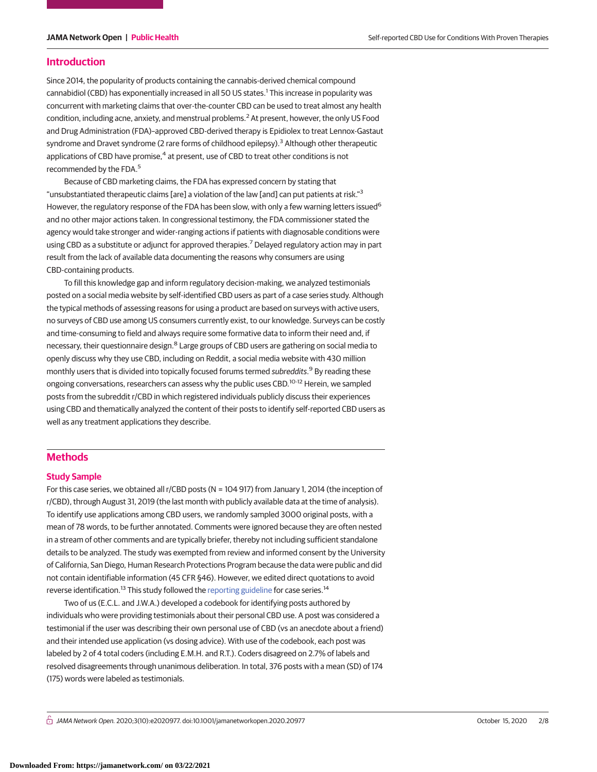## Introduction

Since 2014, the popularity of products containing the cannabis-derived chemical compound cannabidiol (CBD) has exponentially increased in all 50 US states.[1] This increase in popularity was concurrent with marketing claims that over-the-counter CBD can be used to treat almost any health condition, including acne, anxiety, and menstrual problems.[2] At present, however, the only US Food and Drug Administration (FDA)–approved CBD-derived therapy is Epidiolex to treat Lennox-Gastaut syndrome and Dravet syndrome (2 rare forms of childhood epilepsy).[3] Although other therapeutic applications of CBD have promise,[4] at present, use of CBD to treat other conditions is not recommended by the FDA.[5]

Because of CBD marketing claims, the FDA has expressed concern by stating that "unsubstantiated therapeutic claims [are] a violation of the law [and] can put patients at risk."[3] However, the regulatory response of the FDA has been slow, with only a few warning letters issued[6] and no other major actions taken. In congressional testimony, the FDA commissioner stated the agency would take stronger and wider-ranging actions if patients with diagnosable conditions were using CBD as a substitute or adjunct for approved therapies.[7] Delayed regulatory action may in part result from the lack of available data documenting the reasons why consumers are using CBD-containing products.

To fill this knowledge gap and inform regulatory decision-making, we analyzed testimonials posted on a social media website by self-identified CBD users as part of a case series study. Although the typical methods of assessing reasons for using a product are based on surveys with active users, no surveys of CBD use among US consumers currently exist, to our knowledge. Surveys can be costly and time-consuming to field and always require some formative data to inform their need and, if necessary, their questionnaire design.[8] Large groups of CBD users are gathering on social media to openly discuss why they use CBD, including on Reddit, a social media website with 430 million monthly users that is divided into topically focused forums termed *subreddits*.[9] By reading these ongoing conversations, researchers can assess why the public uses CBD.[10-12] Herein, we sampled posts from the subreddit r/CBD in which registered individuals publicly discuss their experiences using CBD and thematically analyzed the content of their posts to identify self-reported CBD users as well as any treatment applications they describe.

## Methods

### Study Sample

For this case series, we obtained all r/CBD posts (N = 104 917) from January 1, 2014 (the inception of r/CBD), through August 31, 2019 (the last month with publicly available data at the time of analysis). To identify use applications among CBD users, we randomly sampled 3000 original posts, with a mean of 78 words, to be further annotated. Comments were ignored because they are often nested in a stream of other comments and are typically briefer, thereby not including sufficient standalone details to be analyzed. The study was exempted from review and informed consent by the University of California, San Diego, Human Research Protections Program because the data were public and did not contain identifiable information (45 CFR §46). However, we edited direct quotations to avoid reverse identification.[13] This study followed the reporting guideline for case series.[14]

Two of us (E.C.L. and J.W.A.) developed a codebook for identifying posts authored by individuals who were providing testimonials about their personal CBD use. A post was considered a testimonial if the user was describing their own personal use of CBD (vs an anecdote about a friend) and their intended use application (vs dosing advice). With use of the codebook, each post was labeled by 2 of 4 total coders (including E.M.H. and R.T.). Coders disagreed on 2.7% of labels and resolved disagreements through unanimous deliberation. In total, 376 posts with a mean (SD) of 174 (175) words were labeled as testimonials.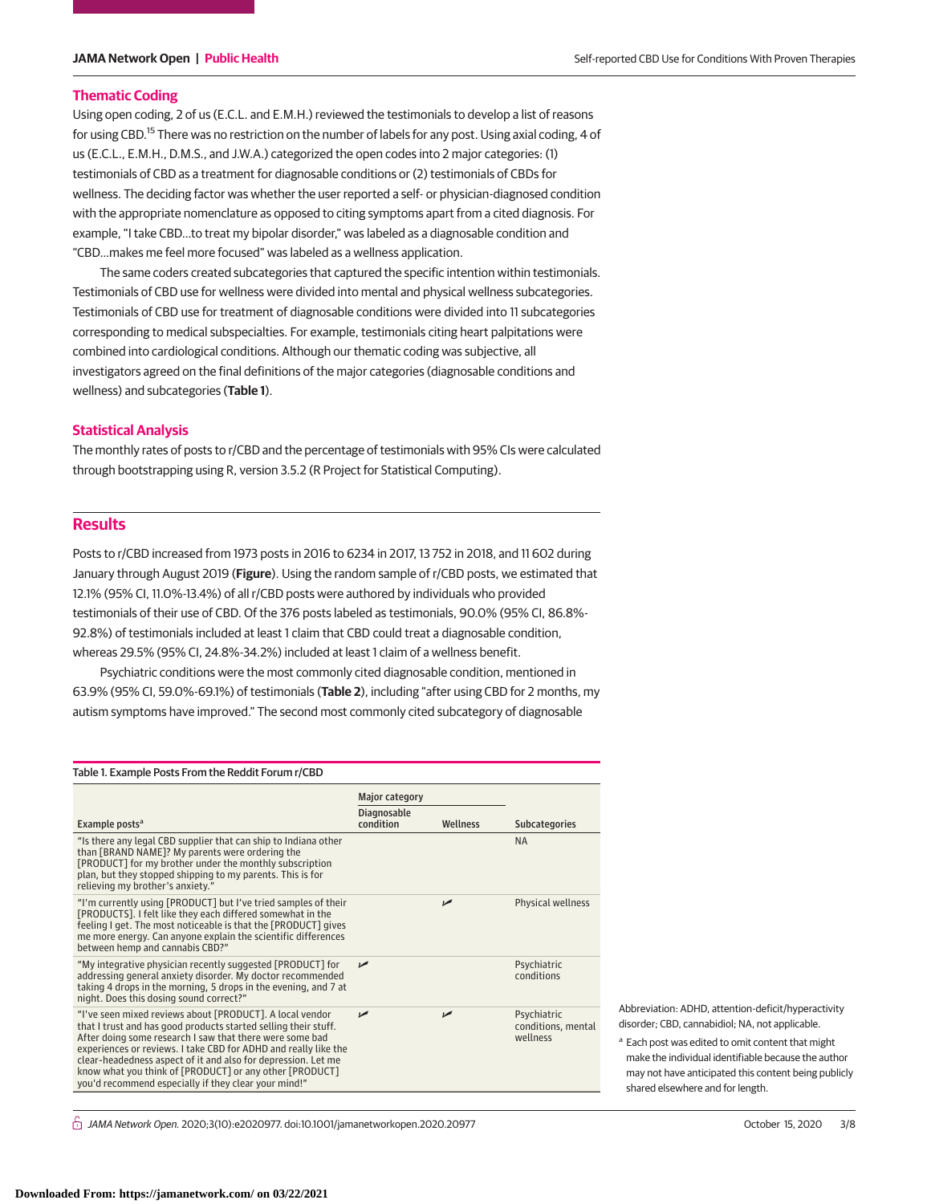## Thematic Coding

Using open coding, 2 of us (E.C.L. and E.M.H.) reviewed the testimonials to develop a list of reasons for using CBD.[15] There was no restriction on the number of labels for any post. Using axial coding, 4 of us (E.C.L., E.M.H., D.M.S., and J.W.A.) categorized the open codes into 2 major categories: (1) testimonials of CBD as a treatment for diagnosable conditions or (2) testimonials of CBDs for wellness. The deciding factor was whether the user reported a self- or physician-diagnosed condition with the appropriate nomenclature as opposed to citing symptoms apart from a cited diagnosis. For example, "I take CBD…to treat my bipolar disorder," was labeled as a diagnosable condition and "CBD…makes me feel more focused" was labeled as a wellness application.

The same coders created subcategories that captured the specific intention within testimonials. Testimonials of CBD use for wellness were divided into mental and physical wellness subcategories. Testimonials of CBD use for treatment of diagnosable conditions were divided into 11 subcategories corresponding to medical subspecialties. For example, testimonials citing heart palpitations were combined into cardiological conditions. Although our thematic coding was subjective, all investigators agreed on the final definitions of the major categories (diagnosable conditions and wellness) and subcategories (**Table 1**).

## Statistical Analysis

The monthly rates of posts to r/CBD and the percentage of testimonials with 95% CIs were calculated through bootstrapping using R, version 3.5.2 (R Project for Statistical Computing).

# Results

Posts to r/CBD increased from 1973 posts in 2016 to 6234 in 2017, 13 752 in 2018, and 11 602 during January through August 2019 (**Figure**). Using the random sample of r/CBD posts, we estimated that 12.1% (95% CI, 11.0%-13.4%) of all r/CBD posts were authored by individuals who provided testimonials of their use of CBD. Of the 376 posts labeled as testimonials, 90.0% (95% CI, 86.8%-92.8%) of testimonials included at least 1 claim that CBD could treat a diagnosable condition, whereas 29.5% (95% CI, 24.8%-34.2%) included at least 1 claim of a wellness benefit.

Psychiatric conditions were the most commonly cited diagnosable condition, mentioned in 63.9% (95% CI, 59.0%-69.1%) of testimonials (**Table 2**), including "after using CBD for 2 months, my autism symptoms have improved." The second most commonly cited subcategory of diagnosable

Table 1. Example Posts From the Reddit Forum r/CBD

| Example posts[a] | Major category | | Subcategories |
|---|---|---|---|
| | Diagnosable condition | Wellness | |
| "Is there any legal CBD supplier that can ship to Indiana other than [BRAND NAME]? My parents were ordering the [PRODUCT] for my brother under the monthly subscription plan, but they stopped shipping to my parents. This is for relieving my brother's anxiety." | | | NA |
| "I'm currently using [PRODUCT] but I've tried samples of their [PRODUCTS]. I felt like they each differed somewhat in the feeling I get. The most noticeable is that the [PRODUCT] gives me more energy. Can anyone explain the scientific differences between hemp and cannabis CBD?" | | ✓ | Physical wellness |
| "My integrative physician recently suggested [PRODUCT] for addressing general anxiety disorder. My doctor recommended taking 4 drops in the morning, 5 drops in the evening, and 7 at night. Does this dosing sound correct?" | ✓ | | Psychiatric conditions |
| "I've seen mixed reviews about [PRODUCT]. A local vendor that I trust and has good products started selling their stuff. After doing some research I saw that there were some bad experiences or reviews. I take CBD for ADHD and really like the clear-headedness aspect of it and also for depression. Let me know what you think of [PRODUCT] or any other [PRODUCT] you'd recommend especially if they clear your mind!" | ✓ | ✓ | Psychiatric conditions, mental wellness |

Abbreviation: ADHD, attention-deficit/hyperactivity disorder; CBD, cannabidiol; NA, not applicable.

[a] Each post was edited to omit content that might make the individual identifiable because the author may not have anticipated this content being publicly shared elsewhere and for length.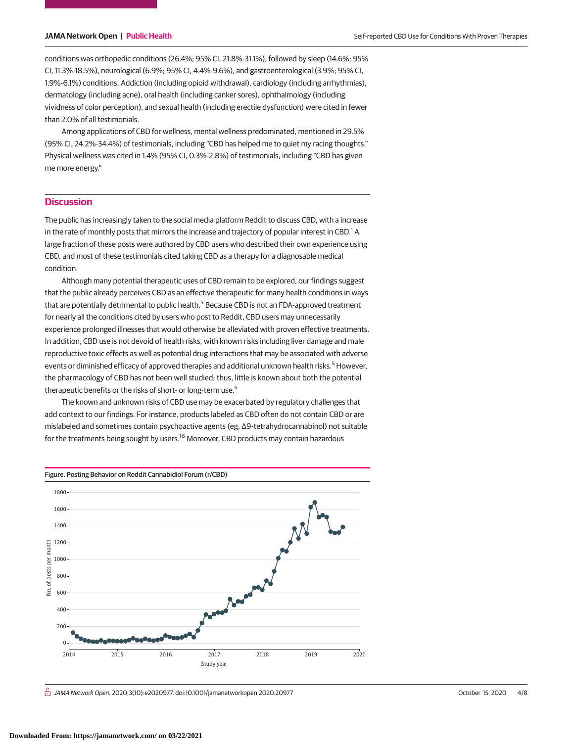conditions was orthopedic conditions (26.4%; 95% CI, 21.8%-31.1%), followed by sleep (14.6%; 95% CI, 11.3%-18.5%), neurological (6.9%; 95% CI, 4.4%-9.6%), and gastroenterological (3.9%; 95% CI, 1.9%-6.1%) conditions. Addiction (including opioid withdrawal), cardiology (including arrhythmias), dermatology (including acne), oral health (including canker sores), ophthalmology (including vividness of color perception), and sexual health (including erectile dysfunction) were cited in fewer than 2.0% of all testimonials.

Among applications of CBD for wellness, mental wellness predominated, mentioned in 29.5% (95% CI, 24.2%-34.4%) of testimonials, including "CBD has helped me to quiet my racing thoughts." Physical wellness was cited in 1.4% (95% CI, 0.3%-2.8%) of testimonials, including "CBD has given me more energy."

## Discussion

The public has increasingly taken to the social media platform Reddit to discuss CBD, with a increase in the rate of monthly posts that mirrors the increase and trajectory of popular interest in CBD.[1] A large fraction of these posts were authored by CBD users who described their own experience using CBD, and most of these testimonials cited taking CBD as a therapy for a diagnosable medical condition.

Although many potential therapeutic uses of CBD remain to be explored, our findings suggest that the public already perceives CBD as an effective therapeutic for many health conditions in ways that are potentially detrimental to public health.[5] Because CBD is not an FDA-approved treatment for nearly all the conditions cited by users who post to Reddit, CBD users may unnecessarily experience prolonged illnesses that would otherwise be alleviated with proven effective treatments. In addition, CBD use is not devoid of health risks, with known risks including liver damage and male reproductive toxic effects as well as potential drug interactions that may be associated with adverse events or diminished efficacy of approved therapies and additional unknown health risks.[5] However, the pharmacology of CBD has not been well studied; thus, little is known about both the potential therapeutic benefits or the risks of short- or long-term use.[5]

The known and unknown risks of CBD use may be exacerbated by regulatory challenges that add context to our findings. For instance, products labeled as CBD often do not contain CBD or are mislabeled and sometimes contain psychoactive agents (eg, Δ9-tetrahydrocannabinol) not suitable for the treatments being sought by users.[16] Moreover, CBD products may contain hazardous

Figure. Posting Behavior on Reddit Cannabidiol Forum (r/CBD)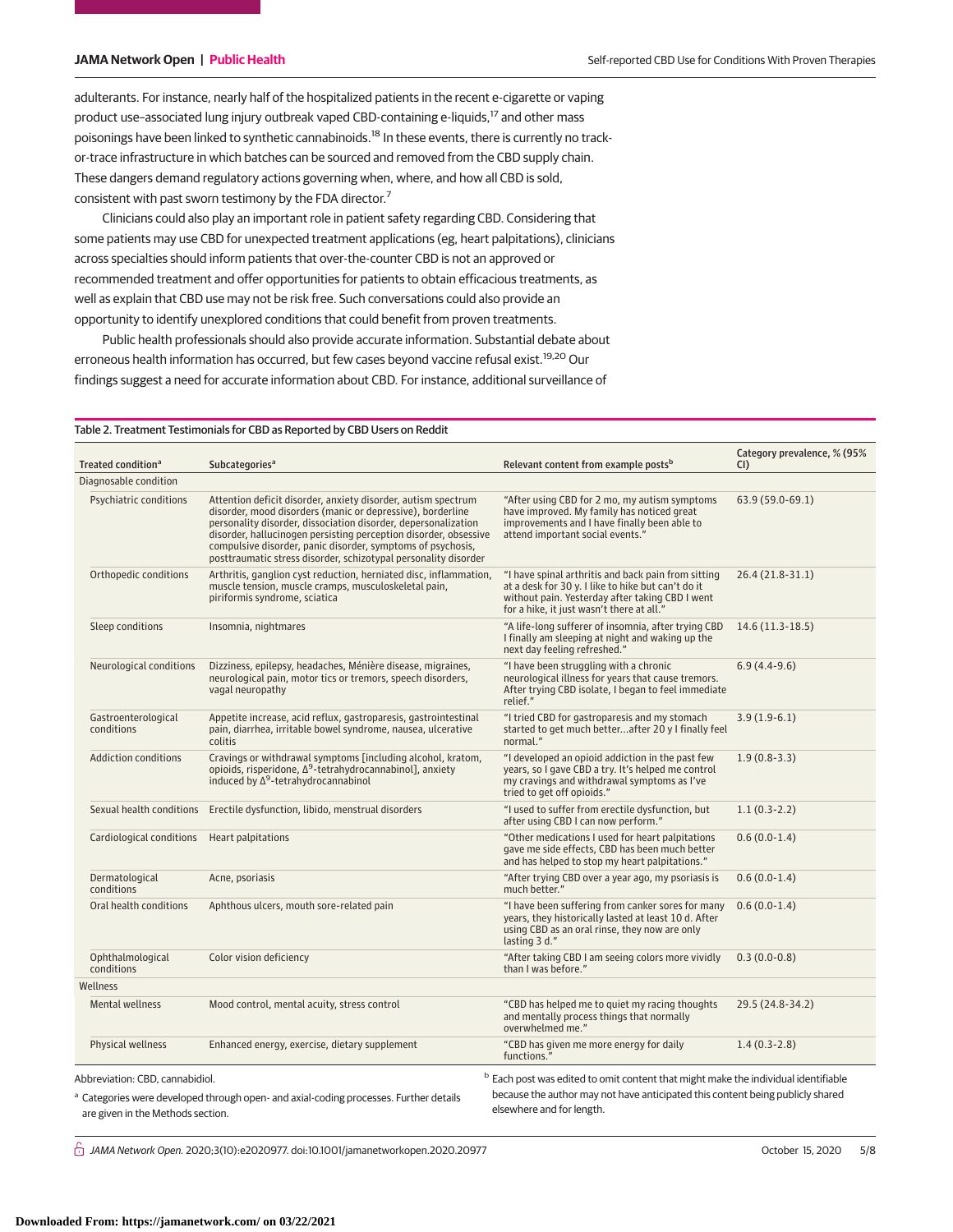adulterants. For instance, nearly half of the hospitalized patients in the recent e-cigarette or vaping product use–associated lung injury outbreak vaped CBD-containing e-liquids,[17] and other mass poisonings have been linked to synthetic cannabinoids.[18] In these events, there is currently no track-or-trace infrastructure in which batches can be sourced and removed from the CBD supply chain. These dangers demand regulatory actions governing when, where, and how all CBD is sold, consistent with past sworn testimony by the FDA director.[7]

Clinicians could also play an important role in patient safety regarding CBD. Considering that some patients may use CBD for unexpected treatment applications (eg, heart palpitations), clinicians across specialties should inform patients that over-the-counter CBD is not an approved or recommended treatment and offer opportunities for patients to obtain efficacious treatments, as well as explain that CBD use may not be risk free. Such conversations could also provide an opportunity to identify unexplored conditions that could benefit from proven treatments.

Public health professionals should also provide accurate information. Substantial debate about erroneous health information has occurred, but few cases beyond vaccine refusal exist.[19,20] Our findings suggest a need for accurate information about CBD. For instance, additional surveillance of

Table 2. Treatment Testimonials for CBD as Reported by CBD Users on Reddit

| Treated condition[a] | Subcategories[a] | Relevant content from example posts[b] | Category prevalence, % (95% CI) |
|---|---|---|---|
| **Diagnosable condition** | | | |
| Psychiatric conditions | Attention deficit disorder, anxiety disorder, autism spectrum disorder, mood disorders (manic or depressive), borderline personality disorder, dissociation disorder, depersonalization disorder, hallucinogen persisting perception disorder, obsessive compulsive disorder, panic disorder, symptoms of psychosis, posttraumatic stress disorder, schizotypal personality disorder | "After using CBD for 2 mo, my autism symptoms have improved. My family has noticed great improvements and I have finally been able to attend important social events." | 63.9 (59.0-69.1) |
| Orthopedic conditions | Arthritis, ganglion cyst reduction, herniated disc, inflammation, muscle tension, muscle cramps, musculoskeletal pain, piriformis syndrome, sciatica | "I have spinal arthritis and back pain from sitting at a desk for 30 y. I like to hike but can't do it without pain. Yesterday after taking CBD I went for a hike, it just wasn't there at all." | 26.4 (21.8-31.1) |
| Sleep conditions | Insomnia, nightmares | "A life-long sufferer of insomnia, after trying CBD I finally am sleeping at night and waking up the next day feeling refreshed." | 14.6 (11.3-18.5) |
| Neurological conditions | Dizziness, epilepsy, headaches, Ménière disease, migraines, neurological pain, motor tics or tremors, speech disorders, vagal neuropathy | "I have been struggling with a chronic neurological illness for years that cause tremors. After trying CBD isolate, I began to feel immediate relief." | 6.9 (4.4-9.6) |
| Gastroenterological conditions | Appetite increase, acid reflux, gastroparesis, gastrointestinal pain, diarrhea, irritable bowel syndrome, nausea, ulcerative colitis | "I tried CBD for gastroparesis and my stomach started to get much better...after 20 y I finally feel normal." | 3.9 (1.9-6.1) |
| Addiction conditions | Cravings or withdrawal symptoms [including alcohol, kratom, opioids, risperidone, $\Delta^9$-tetrahydrocannabinol], anxiety induced by $\Delta^9$-tetrahydrocannabinol | "I developed an opioid addiction in the past few years, so I gave CBD a try. It's helped me control my cravings and withdrawal symptoms as I've tried to get off opioids." | 1.9 (0.8-3.3) |
| Sexual health conditions | Erectile dysfunction, libido, menstrual disorders | "I used to suffer from erectile dysfunction, but after using CBD I can now perform." | 1.1 (0.3-2.2) |
| Cardiological conditions | Heart palpitations | "Other medications I used for heart palpitations gave me side effects, CBD has been much better and has helped to stop my heart palpitations." | 0.6 (0.0-1.4) |
| Dermatological conditions | Acne, psoriasis | "After trying CBD over a year ago, my psoriasis is much better." | 0.6 (0.0-1.4) |
| Oral health conditions | Aphthous ulcers, mouth sore-related pain | "I have been suffering from canker sores for many years, they historically lasted at least 10 d. After using CBD as an oral rinse, they now are only lasting 3 d." | 0.6 (0.0-1.4) |
| Ophthalmological conditions | Color vision deficiency | "After taking CBD I am seeing colors more vividly than I was before." | 0.3 (0.0-0.8) |
| **Wellness** | | | |
| Mental wellness | Mood control, mental acuity, stress control | "CBD has helped me to quiet my racing thoughts and mentally process things that normally overwhelmed me." | 29.5 (24.8-34.2) |
| Physical wellness | Enhanced energy, exercise, dietary supplement | "CBD has given me more energy for daily functions." | 1.4 (0.3-2.8) |

Abbreviation: CBD, cannabidiol.

[a] Categories were developed through open- and axial-coding processes. Further details are given in the Methods section.

[b] Each post was edited to omit content that might make the individual identifiable because the author may not have anticipated this content being publicly shared elsewhere and for length.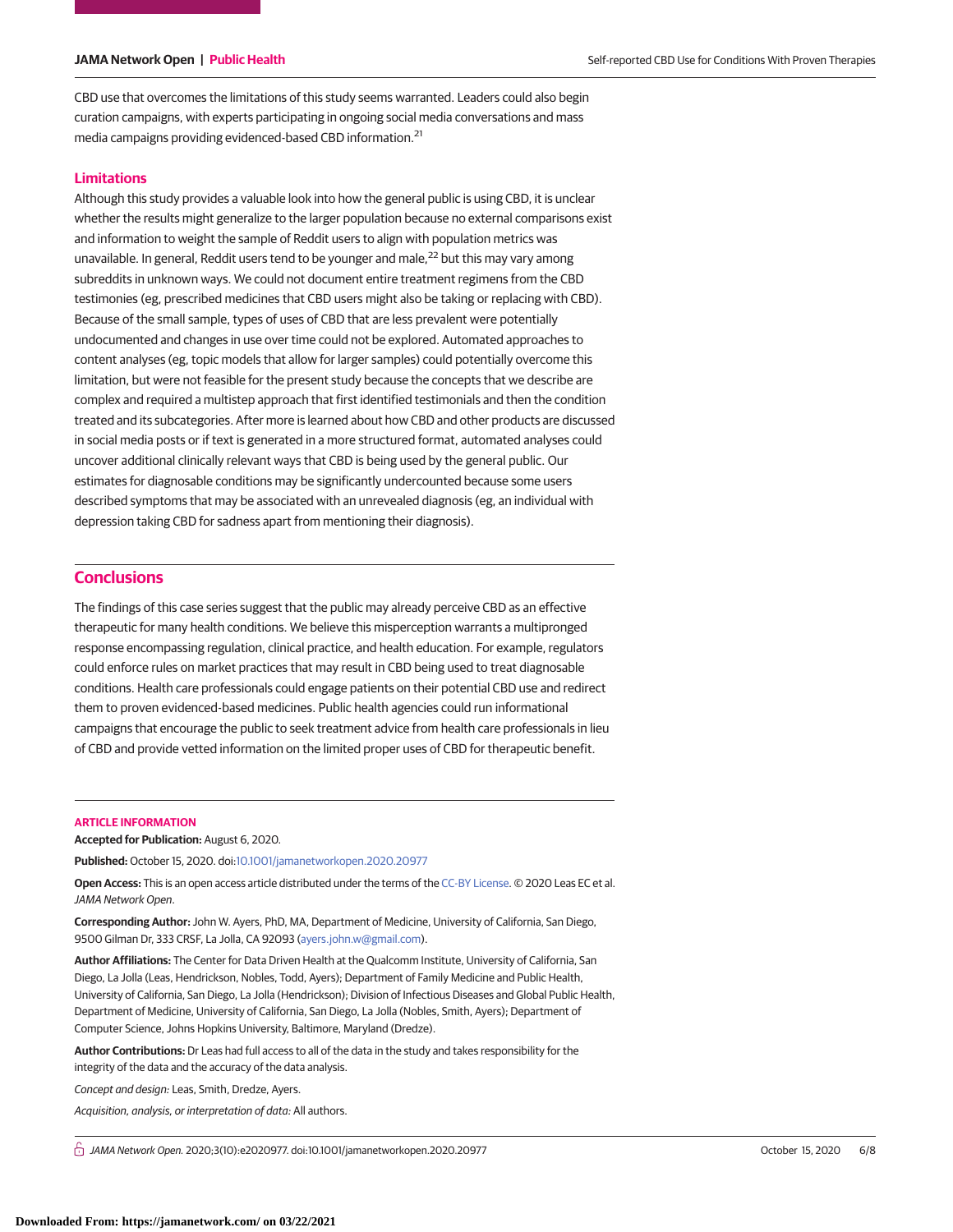CBD use that overcomes the limitations of this study seems warranted. Leaders could also begin curation campaigns, with experts participating in ongoing social media conversations and mass media campaigns providing evidenced-based CBD information.[21]

### Limitations

Although this study provides a valuable look into how the general public is using CBD, it is unclear whether the results might generalize to the larger population because no external comparisons exist and information to weight the sample of Reddit users to align with population metrics was unavailable. In general, Reddit users tend to be younger and male,[22] but this may vary among subreddits in unknown ways. We could not document entire treatment regimens from the CBD testimonies (eg, prescribed medicines that CBD users might also be taking or replacing with CBD). Because of the small sample, types of uses of CBD that are less prevalent were potentially undocumented and changes in use over time could not be explored. Automated approaches to content analyses (eg, topic models that allow for larger samples) could potentially overcome this limitation, but were not feasible for the present study because the concepts that we describe are complex and required a multistep approach that first identified testimonials and then the condition treated and its subcategories. After more is learned about how CBD and other products are discussed in social media posts or if text is generated in a more structured format, automated analyses could uncover additional clinically relevant ways that CBD is being used by the general public. Our estimates for diagnosable conditions may be significantly undercounted because some users described symptoms that may be associated with an unrevealed diagnosis (eg, an individual with depression taking CBD for sadness apart from mentioning their diagnosis).

## Conclusions

The findings of this case series suggest that the public may already perceive CBD as an effective therapeutic for many health conditions. We believe this misperception warrants a multipronged response encompassing regulation, clinical practice, and health education. For example, regulators could enforce rules on market practices that may result in CBD being used to treat diagnosable conditions. Health care professionals could engage patients on their potential CBD use and redirect them to proven evidenced-based medicines. Public health agencies could run informational campaigns that encourage the public to seek treatment advice from health care professionals in lieu of CBD and provide vetted information on the limited proper uses of CBD for therapeutic benefit.

### ARTICLE INFORMATION

**Accepted for Publication:** August 6, 2020.

**Published:** October 15, 2020. doi:10.1001/jamanetworkopen.2020.20977

**Open Access:** This is an open access article distributed under the terms of the CC-BY License. © 2020 Leas EC et al. *JAMA Network Open*.

**Corresponding Author:** John W. Ayers, PhD, MA, Department of Medicine, University of California, San Diego, 9500 Gilman Dr, 333 CRSF, La Jolla, CA 92093 (ayers.john.w@gmail.com).

**Author Affiliations:** The Center for Data Driven Health at the Qualcomm Institute, University of California, San Diego, La Jolla (Leas, Hendrickson, Nobles, Todd, Ayers); Department of Family Medicine and Public Health, University of California, San Diego, La Jolla (Hendrickson); Division of Infectious Diseases and Global Public Health, Department of Medicine, University of California, San Diego, La Jolla (Nobles, Smith, Ayers); Department of Computer Science, Johns Hopkins University, Baltimore, Maryland (Dredze).

**Author Contributions:** Dr Leas had full access to all of the data in the study and takes responsibility for the integrity of the data and the accuracy of the data analysis.

*Concept and design:* Leas, Smith, Dredze, Ayers.

*Acquisition, analysis, or interpretation of data:* All authors.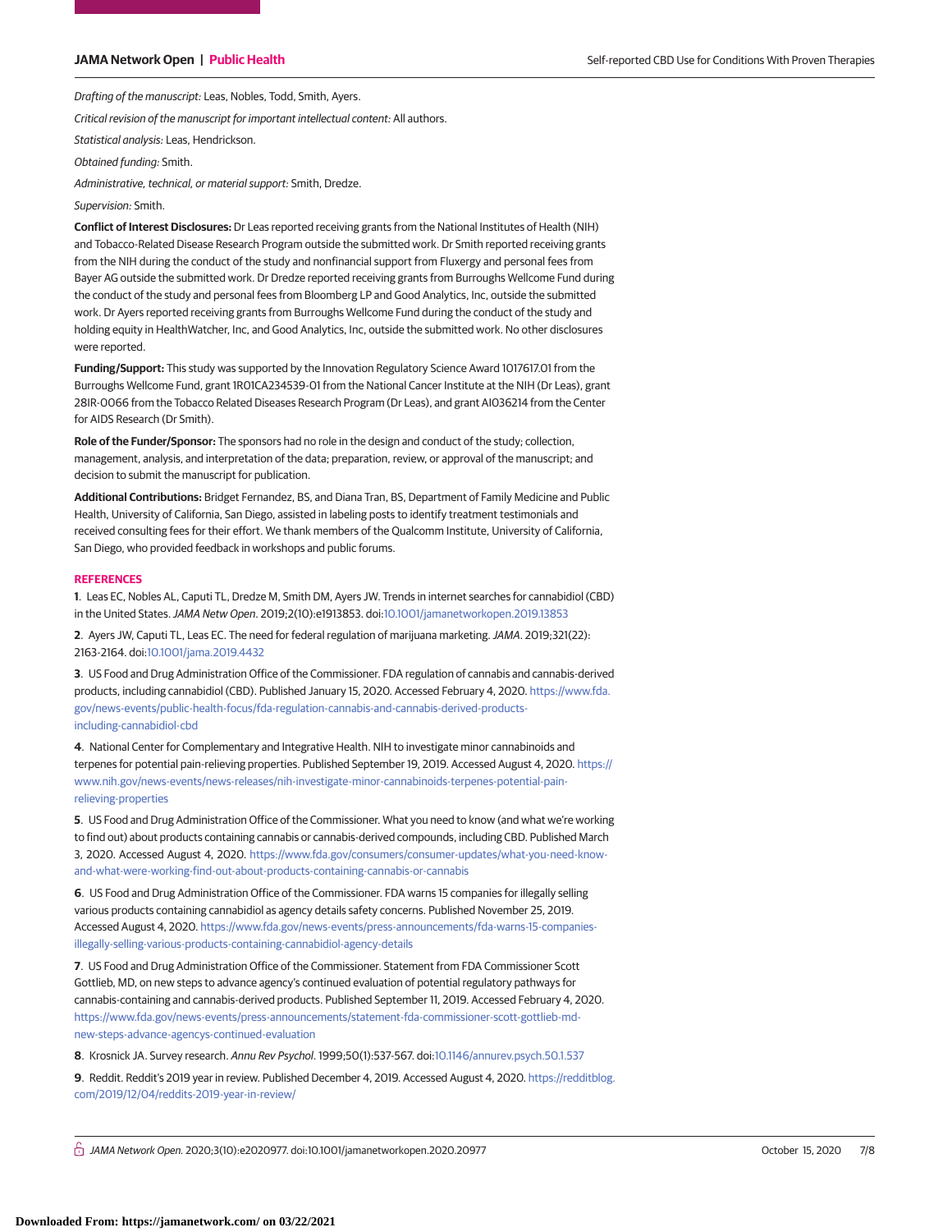*Drafting of the manuscript:* Leas, Nobles, Todd, Smith, Ayers.

*Critical revision of the manuscript for important intellectual content:* All authors.

*Statistical analysis:* Leas, Hendrickson.

*Obtained funding:* Smith.

*Administrative, technical, or material support:* Smith, Dredze.

*Supervision:* Smith.

**Conflict of Interest Disclosures:** Dr Leas reported receiving grants from the National Institutes of Health (NIH) and Tobacco-Related Disease Research Program outside the submitted work. Dr Smith reported receiving grants from the NIH during the conduct of the study and nonfinancial support from Fluxergy and personal fees from Bayer AG outside the submitted work. Dr Dredze reported receiving grants from Burroughs Wellcome Fund during the conduct of the study and personal fees from Bloomberg LP and Good Analytics, Inc, outside the submitted work. Dr Ayers reported receiving grants from Burroughs Wellcome Fund during the conduct of the study and holding equity in HealthWatcher, Inc, and Good Analytics, Inc, outside the submitted work. No other disclosures were reported.

**Funding/Support:** This study was supported by the Innovation Regulatory Science Award 1017617.01 from the Burroughs Wellcome Fund, grant 1R01CA234539-01 from the National Cancer Institute at the NIH (Dr Leas), grant 28IR-0066 from the Tobacco Related Diseases Research Program (Dr Leas), and grant AI036214 from the Center for AIDS Research (Dr Smith).

**Role of the Funder/Sponsor:** The sponsors had no role in the design and conduct of the study; collection, management, analysis, and interpretation of the data; preparation, review, or approval of the manuscript; and decision to submit the manuscript for publication.

**Additional Contributions:** Bridget Fernandez, BS, and Diana Tran, BS, Department of Family Medicine and Public Health, University of California, San Diego, assisted in labeling posts to identify treatment testimonials and received consulting fees for their effort. We thank members of the Qualcomm Institute, University of California, San Diego, who provided feedback in workshops and public forums.

## REFERENCES

**1**. Leas EC, Nobles AL, Caputi TL, Dredze M, Smith DM, Ayers JW. Trends in internet searches for cannabidiol (CBD) in the United States. *JAMA Netw Open*. 2019;2(10):e1913853. doi:10.1001/jamanetworkopen.2019.13853

**2**. Ayers JW, Caputi TL, Leas EC. The need for federal regulation of marijuana marketing. *JAMA*. 2019;321(22):2163-2164. doi:10.1001/jama.2019.4432

**3**. US Food and Drug Administration Office of the Commissioner. FDA regulation of cannabis and cannabis-derived products, including cannabidiol (CBD). Published January 15, 2020. Accessed February 4, 2020. https://www.fda.gov/news-events/public-health-focus/fda-regulation-cannabis-and-cannabis-derived-products-including-cannabidiol-cbd

**4**. National Center for Complementary and Integrative Health. NIH to investigate minor cannabinoids and terpenes for potential pain-relieving properties. Published September 19, 2019. Accessed August 4, 2020. https://www.nih.gov/news-events/news-releases/nih-investigate-minor-cannabinoids-terpenes-potential-pain-relieving-properties

**5**. US Food and Drug Administration Office of the Commissioner. What you need to know (and what we're working to find out) about products containing cannabis or cannabis-derived compounds, including CBD. Published March 3, 2020. Accessed August 4, 2020. https://www.fda.gov/consumers/consumer-updates/what-you-need-know-and-what-were-working-find-out-about-products-containing-cannabis-or-cannabis

**6**. US Food and Drug Administration Office of the Commissioner. FDA warns 15 companies for illegally selling various products containing cannabidiol as agency details safety concerns. Published November 25, 2019. Accessed August 4, 2020. https://www.fda.gov/news-events/press-announcements/fda-warns-15-companies-illegally-selling-various-products-containing-cannabidiol-agency-details

**7**. US Food and Drug Administration Office of the Commissioner. Statement from FDA Commissioner Scott Gottlieb, MD, on new steps to advance agency's continued evaluation of potential regulatory pathways for cannabis-containing and cannabis-derived products. Published September 11, 2019. Accessed February 4, 2020. https://www.fda.gov/news-events/press-announcements/statement-fda-commissioner-scott-gottlieb-md-new-steps-advance-agencys-continued-evaluation

**8**. Krosnick JA. Survey research. *Annu Rev Psychol*. 1999;50(1):537-567. doi:10.1146/annurev.psych.50.1.537

**9**. Reddit. Reddit's 2019 year in review. Published December 4, 2019. Accessed August 4, 2020. https://redditblog.com/2019/12/04/reddits-2019-year-in-review/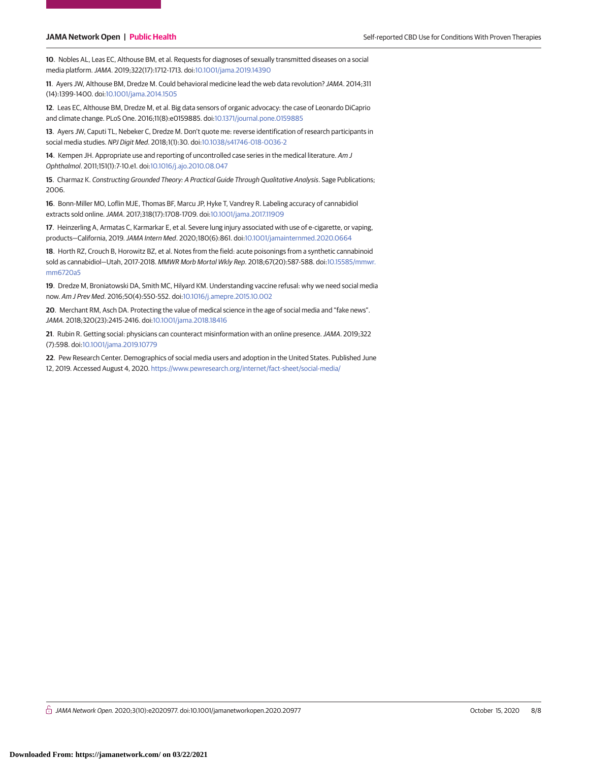**10**. Nobles AL, Leas EC, Althouse BM, et al. Requests for diagnoses of sexually transmitted diseases on a social media platform. *JAMA*. 2019;322(17):1712-1713. doi:10.1001/jama.2019.14390

**11**. Ayers JW, Althouse BM, Dredze M. Could behavioral medicine lead the web data revolution? *JAMA*. 2014;311 (14):1399-1400. doi:10.1001/jama.2014.1505

**12**. Leas EC, Althouse BM, Dredze M, et al. Big data sensors of organic advocacy: the case of Leonardo DiCaprio and climate change. PLoS One. 2016;11(8):e0159885. doi:10.1371/journal.pone.0159885

**13**. Ayers JW, Caputi TL, Nebeker C, Dredze M. Don't quote me: reverse identification of research participants in social media studies. *NPJ Digit Med*. 2018;1(1):30. doi:10.1038/s41746-018-0036-2

**14**. Kempen JH. Appropriate use and reporting of uncontrolled case series in the medical literature. *Am J Ophthalmol*. 2011;151(1):7-10.e1. doi:10.1016/j.ajo.2010.08.047

**15**. Charmaz K. *Constructing Grounded Theory: A Practical Guide Through Qualitative Analysis*. Sage Publications; 2006.

**16**. Bonn-Miller MO, Loflin MJE, Thomas BF, Marcu JP, Hyke T, Vandrey R. Labeling accuracy of cannabidiol extracts sold online. *JAMA*. 2017;318(17):1708-1709. doi:10.1001/jama.2017.11909

**17**. Heinzerling A, Armatas C, Karmarkar E, et al. Severe lung injury associated with use of e-cigarette, or vaping, products—California, 2019. *JAMA Intern Med*. 2020;180(6):861. doi:10.1001/jamainternmed.2020.0664

**18**. Horth RZ, Crouch B, Horowitz BZ, et al. Notes from the field: acute poisonings from a synthetic cannabinoid sold as cannabidiol—Utah, 2017-2018. *MMWR Morb Mortal Wkly Rep*. 2018;67(20):587-588. doi:10.15585/mmwr.mm6720a5

**19**. Dredze M, Broniatowski DA, Smith MC, Hilyard KM. Understanding vaccine refusal: why we need social media now. *Am J Prev Med*. 2016;50(4):550-552. doi:10.1016/j.amepre.2015.10.002

**20**. Merchant RM, Asch DA. Protecting the value of medical science in the age of social media and "fake news". *JAMA*. 2018;320(23):2415-2416. doi:10.1001/jama.2018.18416

**21**. Rubin R. Getting social: physicians can counteract misinformation with an online presence. *JAMA*. 2019;322 (7):598. doi:10.1001/jama.2019.10779

**22**. Pew Research Center. Demographics of social media users and adoption in the United States. Published June 12, 2019. Accessed August 4, 2020. https://www.pewresearch.org/internet/fact-sheet/social-media/